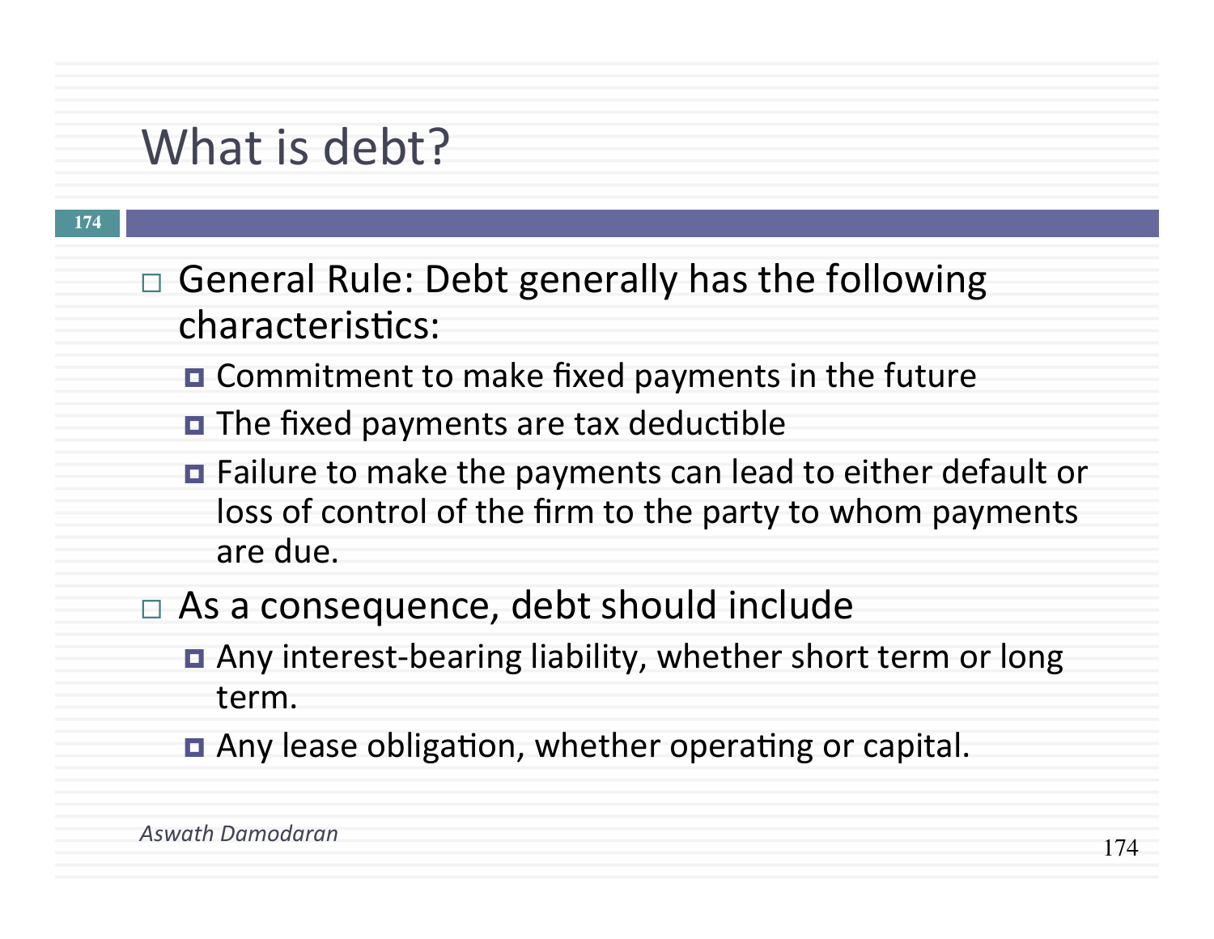# What is debt?

- General Rule: Debt generally has the following characteristics:
  - Commitment to make fixed payments in the future
  - The fixed payments are tax deductible
  - Failure to make the payments can lead to either default or loss of control of the firm to the party to whom payments are due.
- As a consequence, debt should include
  - Any interest-bearing liability, whether short term or long term.
  - Any lease obligation, whether operating or capital.

*Aswath Damodaran*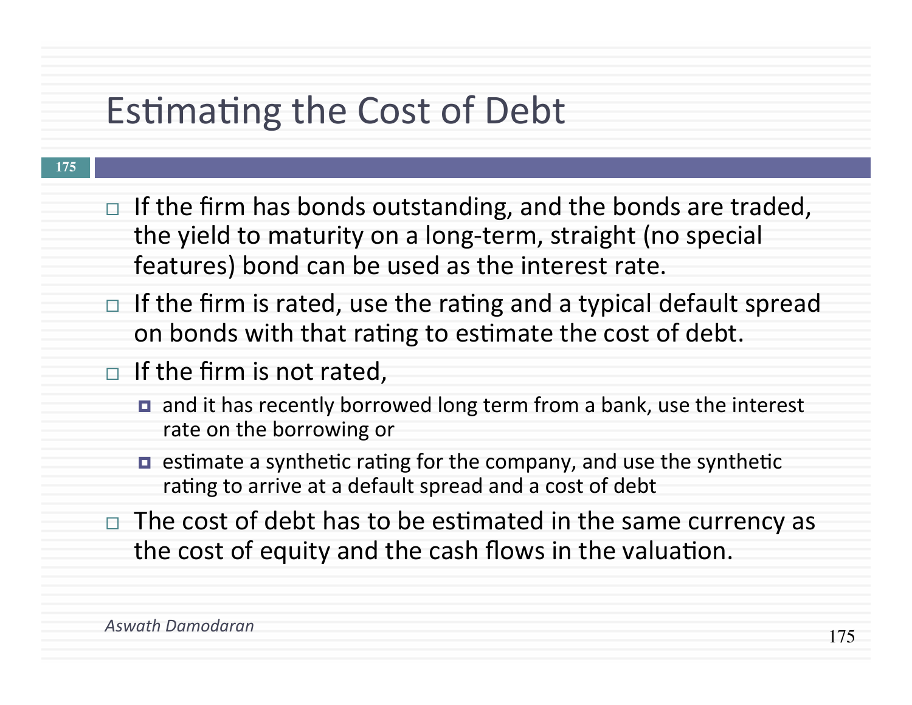# Estimating the Cost of Debt

- If the firm has bonds outstanding, and the bonds are traded, the yield to maturity on a long-term, straight (no special features) bond can be used as the interest rate.
- If the firm is rated, use the rating and a typical default spread on bonds with that rating to estimate the cost of debt.
- If the firm is not rated,
  - and it has recently borrowed long term from a bank, use the interest rate on the borrowing or
  - estimate a synthetic rating for the company, and use the synthetic rating to arrive at a default spread and a cost of debt
- The cost of debt has to be estimated in the same currency as the cost of equity and the cash flows in the valuation.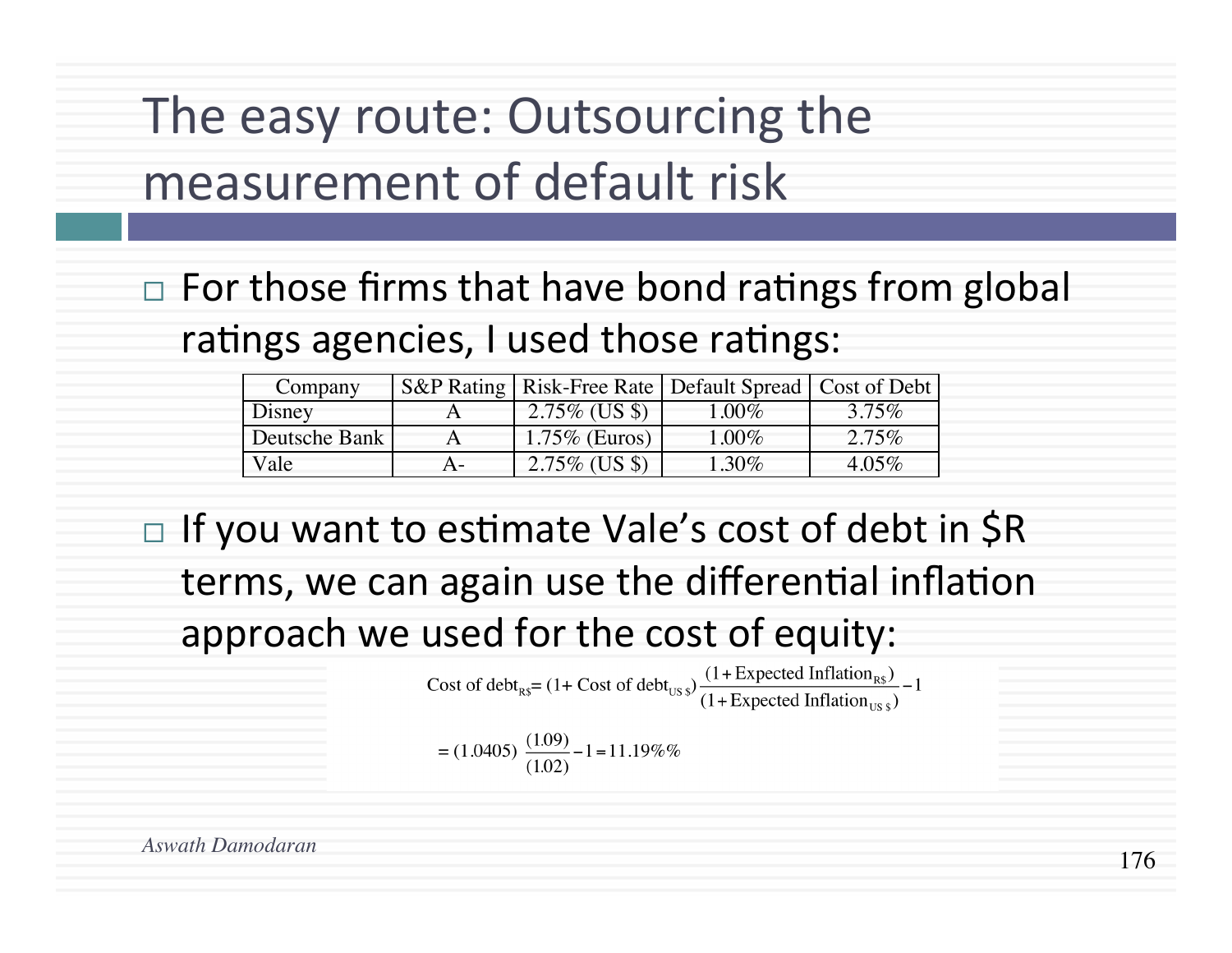# The easy route: Outsourcing the measurement of default risk

- For those firms that have bond ratings from global ratings agencies, I used those ratings:

| Company | S&P Rating | Risk-Free Rate | Default Spread | Cost of Debt |
|---|---|---|---|---|
| Disney | A | 2.75% (US $) | 1.00% | 3.75% |
| Deutsche Bank | A | 1.75% (Euros) | 1.00% | 2.75% |
| Vale | A- | 2.75% (US $) | 1.30% | 4.05% |

- If you want to estimate Vale's cost of debt in $R terms, we can again use the differential inflation approach we used for the cost of equity:

$$\text{Cost of debt}_{R\$} = (1 + \text{Cost of debt}_{US\$}) \frac{(1 + \text{Expected Inflation}_{R\$})}{(1 + \text{Expected Inflation}_{US\$})} - 1$$

$$= (1.0405) \frac{(1.09)}{(1.02)} - 1 = 11.19\%\%$$

*Aswath Damodaran*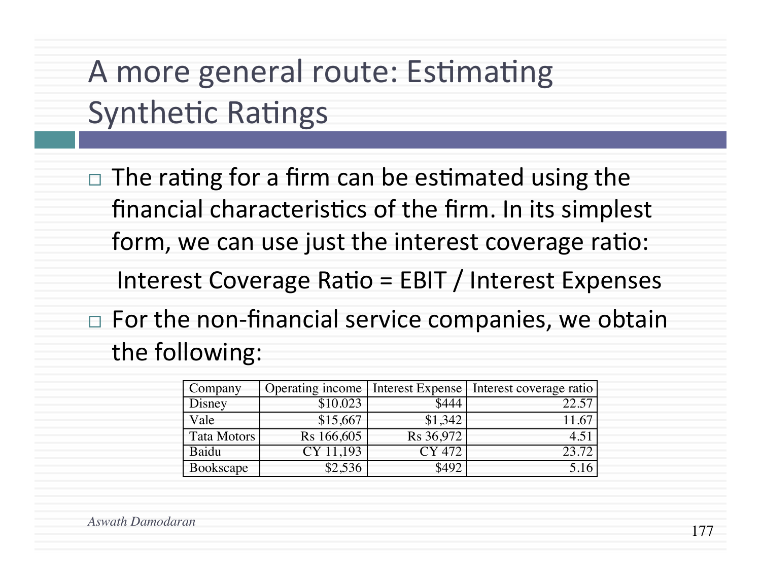# A more general route: Estimating Synthetic Ratings

- The rating for a firm can be estimated using the financial characteristics of the firm. In its simplest form, we can use just the interest coverage ratio:

  Interest Coverage Ratio = EBIT / Interest Expenses

- For the non-financial service companies, we obtain the following:

| Company | Operating income | Interest Expense | Interest coverage ratio |
|---|---|---|---|
| Disney | $10.023 | $444 | 22.57 |
| Vale | $15,667 | $1,342 | 11.67 |
| Tata Motors | Rs 166,605 | Rs 36,972 | 4.51 |
| Baidu | CY 11,193 | CY 472 | 23.72 |
| Bookscape | $2,536 | $492 | 5.16 |

*Aswath Damodaran*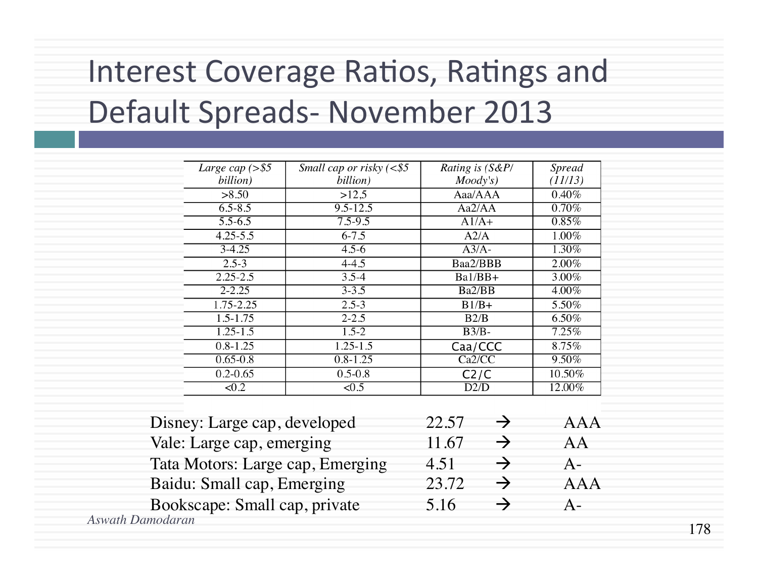# Interest Coverage Ratios, Ratings and Default Spreads- November 2013

| *Large cap (>$5 billion)* | *Small cap or risky (<$5 billion)* | *Rating is (S&P/ Moody's)* | *Spread (11/13)* |
|---|---|---|---|
| >8.50 | >12,5 | Aaa/AAA | 0.40% |
| 6.5-8.5 | 9.5-12.5 | Aa2/AA | 0.70% |
| 5.5-6.5 | 7.5-9.5 | A1/A+ | 0.85% |
| 4.25-5.5 | 6-7.5 | A2/A | 1.00% |
| 3-4.25 | 4.5-6 | A3/A- | 1.30% |
| 2.5-3 | 4-4.5 | Baa2/BBB | 2.00% |
| 2.25-2.5 | 3.5-4 | Ba1/BB+ | 3.00% |
| 2-2.25 | 3-3.5 | Ba2/BB | 4.00% |
| 1.75-2.25 | 2.5-3 | B1/B+ | 5.50% |
| 1.5-1.75 | 2-2.5 | B2/B | 6.50% |
| 1.25-1.5 | 1.5-2 | B3/B- | 7.25% |
| 0.8-1.25 | 1.25-1.5 | Caa/CCC | 8.75% |
| 0.65-0.8 | 0.8-1.25 | Ca2/CC | 9.50% |
| 0.2-0.65 | 0.5-0.8 | C2/C | 10.50% |
| <0.2 | <0.5 | D2/D | 12.00% |

| | | | |
|---|---|---|---|
| Disney: Large cap, developed | 22.57 | → | AAA |
| Vale: Large cap, emerging | 11.67 | → | AA |
| Tata Motors: Large cap, Emerging | 4.51 | → | A- |
| Baidu: Small cap, Emerging | 23.72 | → | AAA |
| Bookscape: Small cap, private | 5.16 | → | A- |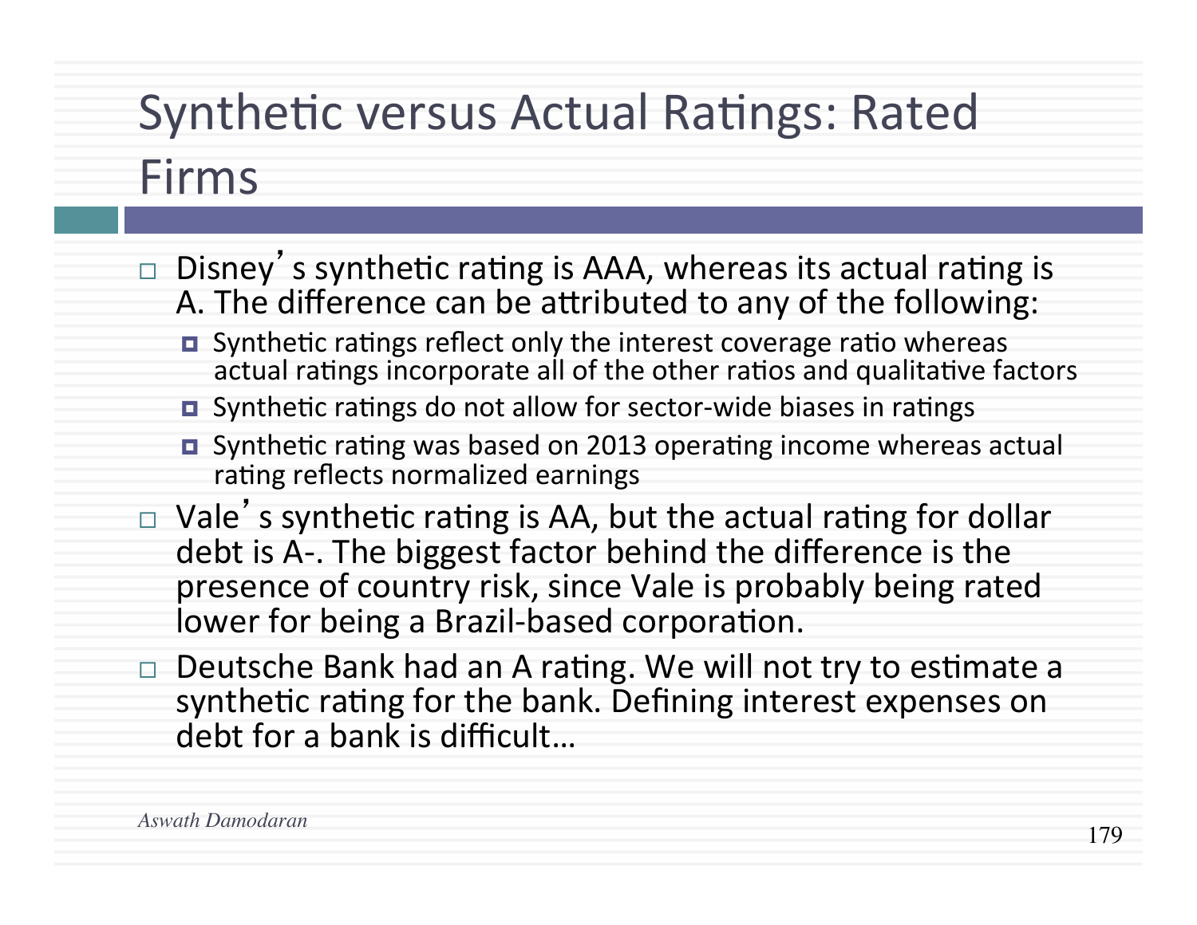# Synthetic versus Actual Ratings: Rated Firms

- Disney's synthetic rating is AAA, whereas its actual rating is A. The difference can be attributed to any of the following:
  - Synthetic ratings reflect only the interest coverage ratio whereas actual ratings incorporate all of the other ratios and qualitative factors
  - Synthetic ratings do not allow for sector-wide biases in ratings
  - Synthetic rating was based on 2013 operating income whereas actual rating reflects normalized earnings
- Vale's synthetic rating is AA, but the actual rating for dollar debt is A-. The biggest factor behind the difference is the presence of country risk, since Vale is probably being rated lower for being a Brazil-based corporation.
- Deutsche Bank had an A rating. We will not try to estimate a synthetic rating for the bank. Defining interest expenses on debt for a bank is difficult…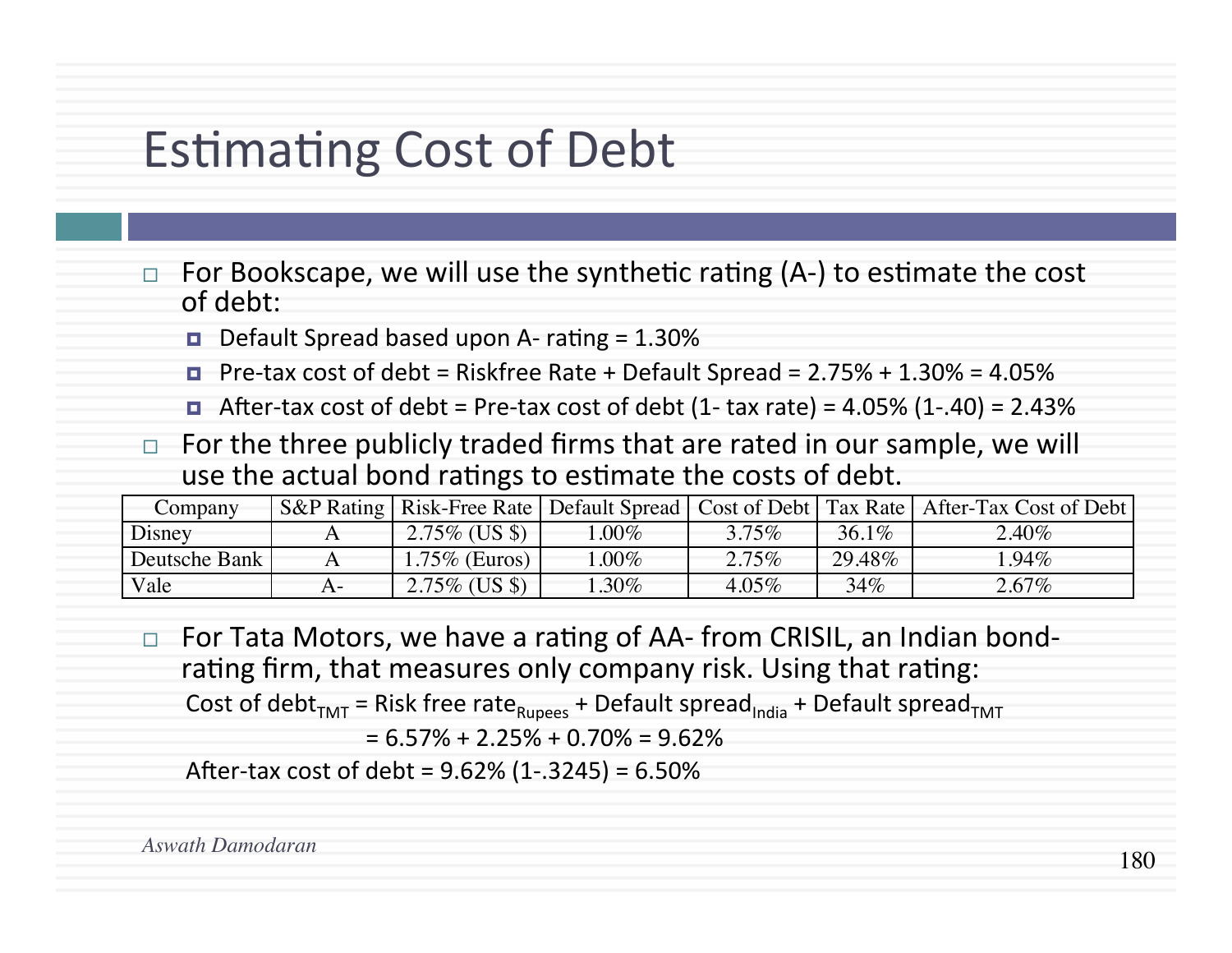# Estimating Cost of Debt

- For Bookscape, we will use the synthetic rating (A-) to estimate the cost of debt:
  - Default Spread based upon A- rating = 1.30%
  - Pre-tax cost of debt = Riskfree Rate + Default Spread = 2.75% + 1.30% = 4.05%
  - After-tax cost of debt = Pre-tax cost of debt (1- tax rate) = 4.05% (1-.40) = 2.43%
- For the three publicly traded firms that are rated in our sample, we will use the actual bond ratings to estimate the costs of debt.

| Company | S&P Rating | Risk-Free Rate | Default Spread | Cost of Debt | Tax Rate | After-Tax Cost of Debt |
|---|---|---|---|---|---|---|
| Disney | A | 2.75% (US $) | 1.00% | 3.75% | 36.1% | 2.40% |
| Deutsche Bank | A | 1.75% (Euros) | 1.00% | 2.75% | 29.48% | 1.94% |
| Vale | A- | 2.75% (US $) | 1.30% | 4.05% | 34% | 2.67% |

- For Tata Motors, we have a rating of AA- from CRISIL, an Indian bond-rating firm, that measures only company risk. Using that rating:

  Cost of $\text{debt}_{TMT}$ = Risk free $\text{rate}_{Rupees}$ + Default $\text{spread}_{India}$ + Default $\text{spread}_{TMT}$

  = 6.57% + 2.25% + 0.70% = 9.62%

  After-tax cost of debt = 9.62% (1-.3245) = 6.50%

*Aswath Damodaran*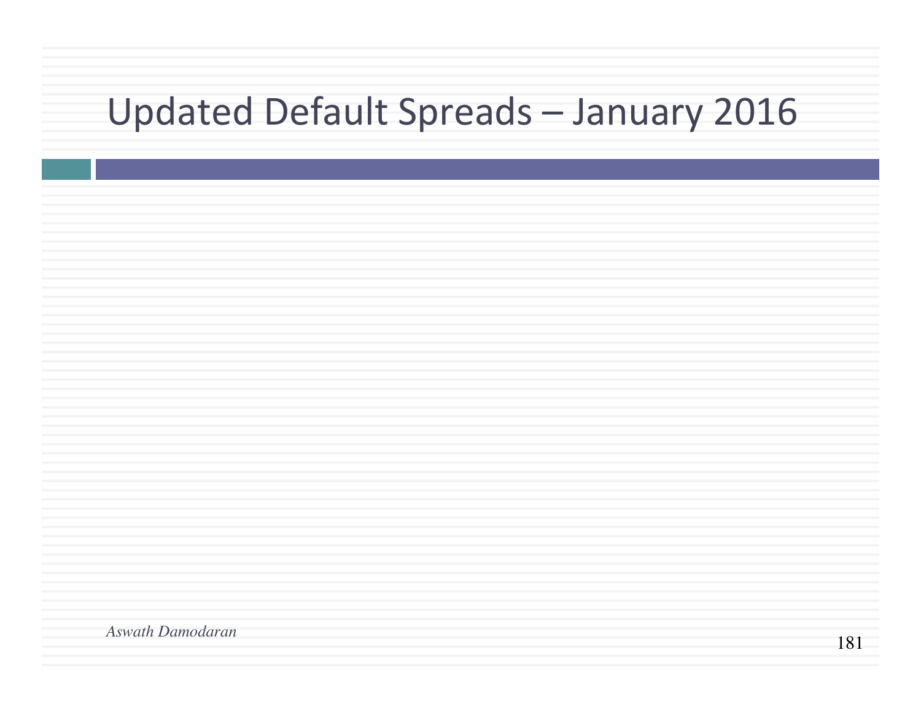# Updated Default Spreads – January 2016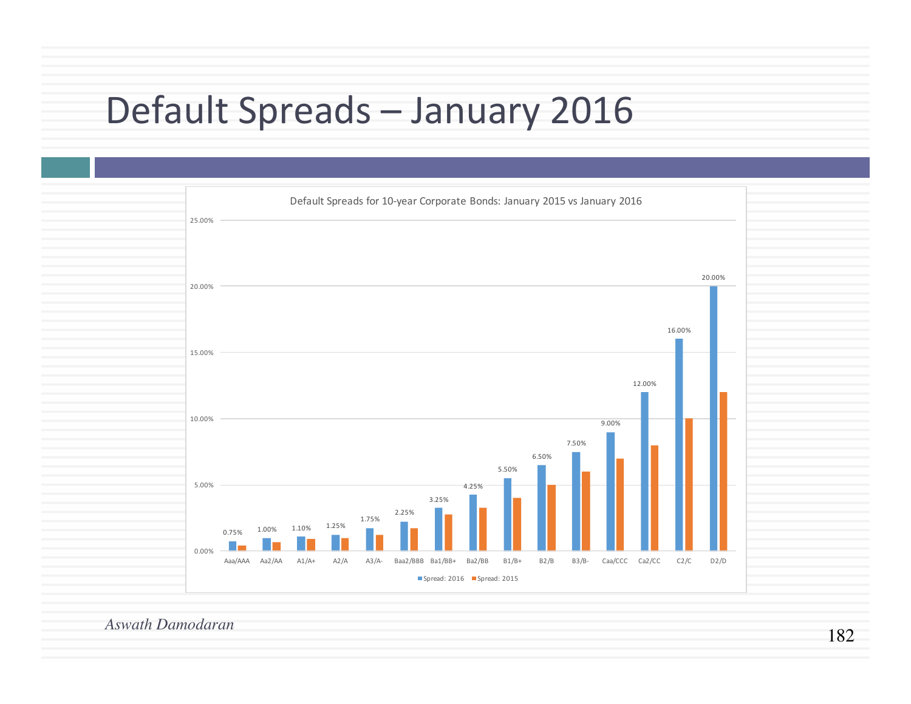# Default Spreads – January 2016

Default Spreads for 10-year Corporate Bonds: January 2015 vs January 2016

| Rating | Spread: 2016 |
|---|---|
| Aaa/AAA | 0.75% |
| Aa2/AA | 1.00% |
| A1/A+ | 1.10% |
| A2/A | 1.25% |
| A3/A- | 1.75% |
| Baa2/BBB | 2.25% |
| Ba1/BB+ | 3.25% |
| Ba2/BB | 4.25% |
| B1/B+ | 5.50% |
| B2/B | 6.50% |
| B3/B- | 7.50% |
| Caa/CCC | 9.00% |
| Ca2/CC | 12.00% |
| C2/C | 16.00% |
| D2/D | 20.00% |

■ Spread: 2016 ■ Spread: 2015

*Aswath Damodaran*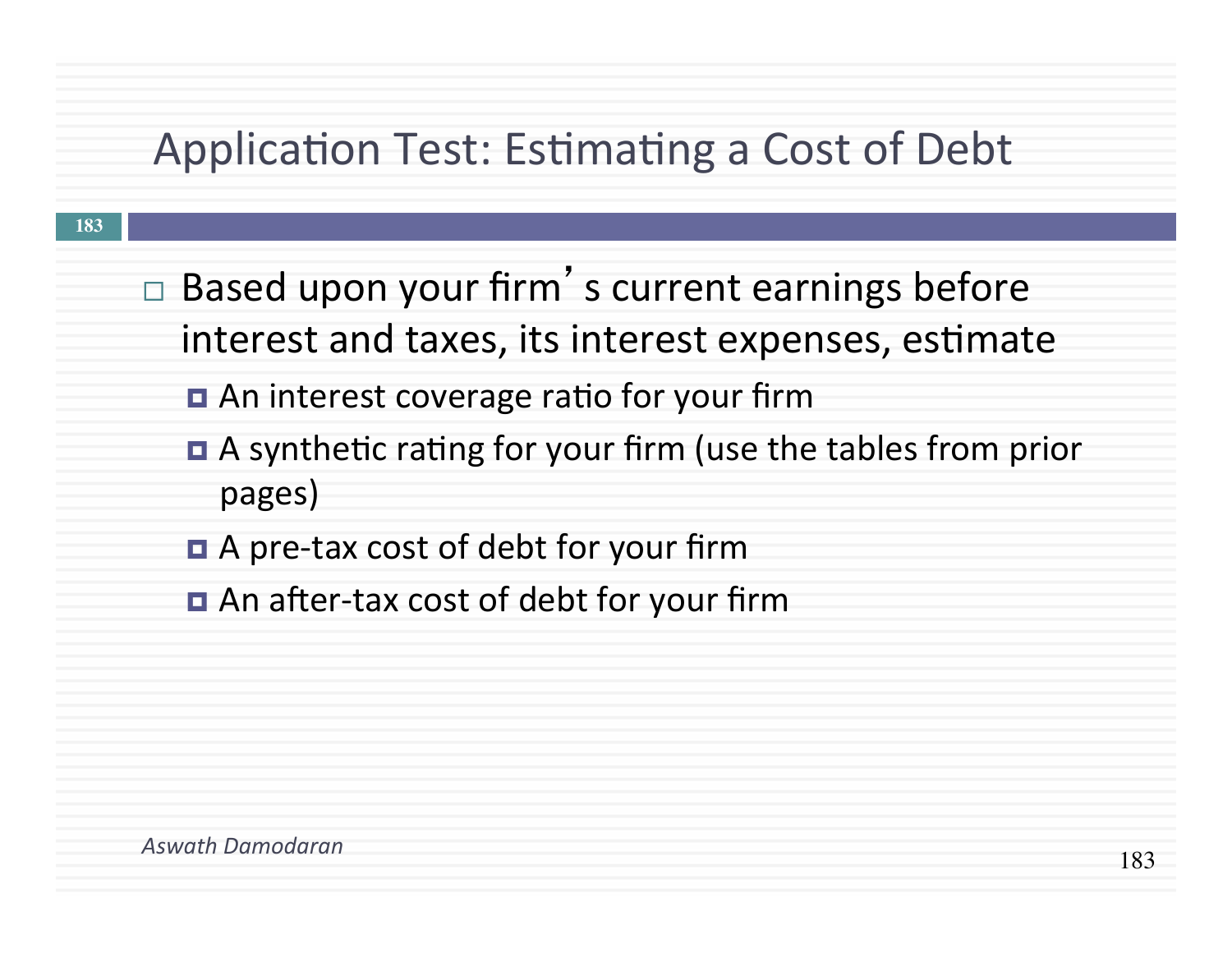# Application Test: Estimating a Cost of Debt

- Based upon your firm's current earnings before interest and taxes, its interest expenses, estimate
  - An interest coverage ratio for your firm
  - A synthetic rating for your firm (use the tables from prior pages)
  - A pre-tax cost of debt for your firm
  - An after-tax cost of debt for your firm